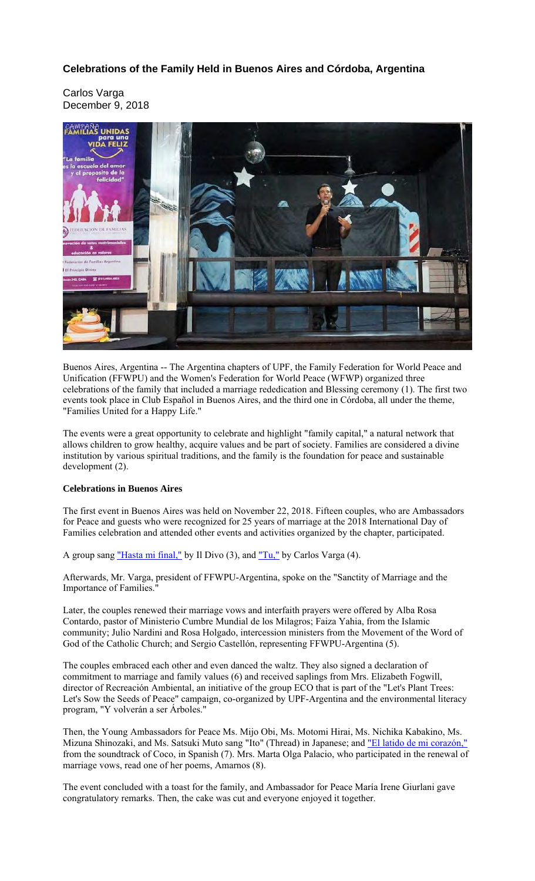# Celebrations of the Family Held in Buenos Aires and Córdoba, Argentina

Carlos Varga
December 9, 2018

Buenos Aires, Argentina -- The Argentina chapters of UPF, the Family Federation for World Peace and Unification (FFWPU) and the Women's Federation for World Peace (WFWP) organized three celebrations of the family that included a marriage rededication and Blessing ceremony (1). The first two events took place in Club Español in Buenos Aires, and the third one in Córdoba, all under the theme, "Families United for a Happy Life."

The events were a great opportunity to celebrate and highlight "family capital," a natural network that allows children to grow healthy, acquire values and be part of society. Families are considered a divine institution by various spiritual traditions, and the family is the foundation for peace and sustainable development (2).

**Celebrations in Buenos Aires**

The first event in Buenos Aires was held on November 22, 2018. Fifteen couples, who are Ambassadors for Peace and guests who were recognized for 25 years of marriage at the 2018 International Day of Families celebration and attended other events and activities organized by the chapter, participated.

A group sang "Hasta mi final," by Il Divo (3), and "Tu," by Carlos Varga (4).

Afterwards, Mr. Varga, president of FFWPU-Argentina, spoke on the "Sanctity of Marriage and the Importance of Families."

Later, the couples renewed their marriage vows and interfaith prayers were offered by Alba Rosa Contardo, pastor of Ministerio Cumbre Mundial de los Milagros; Faiza Yahia, from the Islamic community; Julio Nardini and Rosa Holgado, intercession ministers from the Movement of the Word of God of the Catholic Church; and Sergio Castellón, representing FFWPU-Argentina (5).

The couples embraced each other and even danced the waltz. They also signed a declaration of commitment to marriage and family values (6) and received saplings from Mrs. Elizabeth Fogwill, director of Recreación Ambiental, an initiative of the group ECO that is part of the "Let's Plant Trees: Let's Sow the Seeds of Peace" campaign, co-organized by UPF-Argentina and the environmental literacy program, "Y volverán a ser Árboles."

Then, the Young Ambassadors for Peace Ms. Mijo Obi, Ms. Motomi Hirai, Ms. Nichika Kabakino, Ms. Mizuna Shinozaki, and Ms. Satsuki Muto sang "Ito" (Thread) in Japanese; and "El latido de mi corazón," from the soundtrack of Coco, in Spanish (7). Mrs. Marta Olga Palacio, who participated in the renewal of marriage vows, read one of her poems, Amarnos (8).

The event concluded with a toast for the family, and Ambassador for Peace María Irene Giurlani gave congratulatory remarks. Then, the cake was cut and everyone enjoyed it together.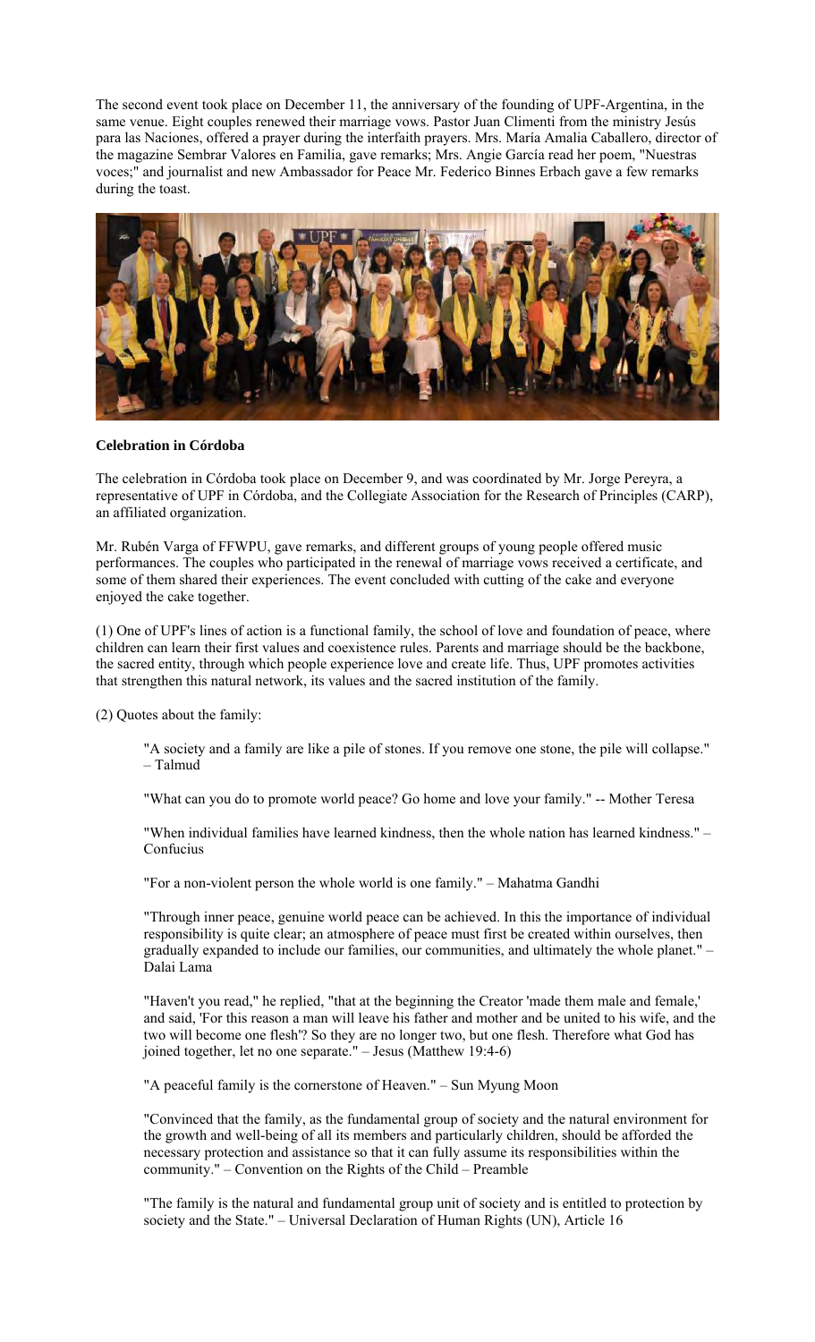The second event took place on December 11, the anniversary of the founding of UPF-Argentina, in the same venue. Eight couples renewed their marriage vows. Pastor Juan Climenti from the ministry Jesús para las Naciones, offered a prayer during the interfaith prayers. Mrs. María Amalia Caballero, director of the magazine Sembrar Valores en Familia, gave remarks; Mrs. Angie García read her poem, "Nuestras voces;" and journalist and new Ambassador for Peace Mr. Federico Binnes Erbach gave a few remarks during the toast.

**Celebration in Córdoba**

The celebration in Córdoba took place on December 9, and was coordinated by Mr. Jorge Pereyra, a representative of UPF in Córdoba, and the Collegiate Association for the Research of Principles (CARP), an affiliated organization.

Mr. Rubén Varga of FFWPU, gave remarks, and different groups of young people offered music performances. The couples who participated in the renewal of marriage vows received a certificate, and some of them shared their experiences. The event concluded with cutting of the cake and everyone enjoyed the cake together.

(1) One of UPF's lines of action is a functional family, the school of love and foundation of peace, where children can learn their first values and coexistence rules. Parents and marriage should be the backbone, the sacred entity, through which people experience love and create life. Thus, UPF promotes activities that strengthen this natural network, its values and the sacred institution of the family.

(2) Quotes about the family:

> "A society and a family are like a pile of stones. If you remove one stone, the pile will collapse." – Talmud
>
> "What can you do to promote world peace? Go home and love your family." -- Mother Teresa
>
> "When individual families have learned kindness, then the whole nation has learned kindness." – Confucius
>
> "For a non-violent person the whole world is one family." – Mahatma Gandhi
>
> "Through inner peace, genuine world peace can be achieved. In this the importance of individual responsibility is quite clear; an atmosphere of peace must first be created within ourselves, then gradually expanded to include our families, our communities, and ultimately the whole planet." – Dalai Lama
>
> "Haven't you read," he replied, "that at the beginning the Creator 'made them male and female,' and said, 'For this reason a man will leave his father and mother and be united to his wife, and the two will become one flesh'? So they are no longer two, but one flesh. Therefore what God has joined together, let no one separate." – Jesus (Matthew 19:4-6)
>
> "A peaceful family is the cornerstone of Heaven." – Sun Myung Moon
>
> "Convinced that the family, as the fundamental group of society and the natural environment for the growth and well-being of all its members and particularly children, should be afforded the necessary protection and assistance so that it can fully assume its responsibilities within the community." – Convention on the Rights of the Child – Preamble
>
> "The family is the natural and fundamental group unit of society and is entitled to protection by society and the State." – Universal Declaration of Human Rights (UN), Article 16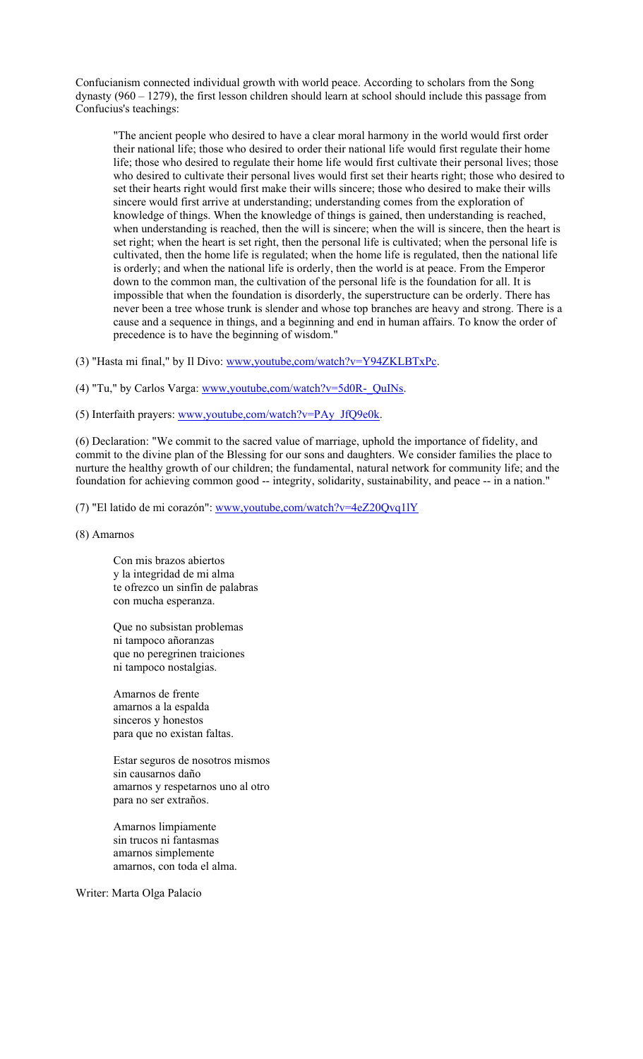Confucianism connected individual growth with world peace. According to scholars from the Song dynasty (960 – 1279), the first lesson children should learn at school should include this passage from Confucius's teachings:

> "The ancient people who desired to have a clear moral harmony in the world would first order their national life; those who desired to order their national life would first regulate their home life; those who desired to regulate their home life would first cultivate their personal lives; those who desired to cultivate their personal lives would first set their hearts right; those who desired to set their hearts right would first make their wills sincere; those who desired to make their wills sincere would first arrive at understanding; understanding comes from the exploration of knowledge of things. When the knowledge of things is gained, then understanding is reached, when understanding is reached, then the will is sincere; when the will is sincere, then the heart is set right; when the heart is set right, then the personal life is cultivated; when the personal life is cultivated, then the home life is regulated; when the home life is regulated, then the national life is orderly; and when the national life is orderly, then the world is at peace. From the Emperor down to the common man, the cultivation of the personal life is the foundation for all. It is impossible that when the foundation is disorderly, the superstructure can be orderly. There has never been a tree whose trunk is slender and whose top branches are heavy and strong. There is a cause and a sequence in things, and a beginning and end in human affairs. To know the order of precedence is to have the beginning of wisdom."

(3) "Hasta mi final," by Il Divo: www,youtube,com/watch?v=Y94ZKLBTxPc.

(4) "Tu," by Carlos Varga: www,youtube,com/watch?v=5d0R-_QuINs.

(5) Interfaith prayers: www,youtube,com/watch?v=PAy_JfQ9e0k.

(6) Declaration: "We commit to the sacred value of marriage, uphold the importance of fidelity, and commit to the divine plan of the Blessing for our sons and daughters. We consider families the place to nurture the healthy growth of our children; the fundamental, natural network for community life; and the foundation for achieving common good -- integrity, solidarity, sustainability, and peace -- in a nation."

(7) "El latido de mi corazón": www,youtube,com/watch?v=4eZ20Qvq1lY

(8) Amarnos

> Con mis brazos abiertos
> y la integridad de mi alma
> te ofrezco un sinfín de palabras
> con mucha esperanza.
>
> Que no subsistan problemas
> ni tampoco añoranzas
> que no peregrinen traiciones
> ni tampoco nostalgias.
>
> Amarnos de frente
> amarnos a la espalda
> sinceros y honestos
> para que no existan faltas.
>
> Estar seguros de nosotros mismos
> sin causarnos daño
> amarnos y respetarnos uno al otro
> para no ser extraños.
>
> Amarnos limpiamente
> sin trucos ni fantasmas
> amarnos simplemente
> amarnos, con toda el alma.

Writer: Marta Olga Palacio